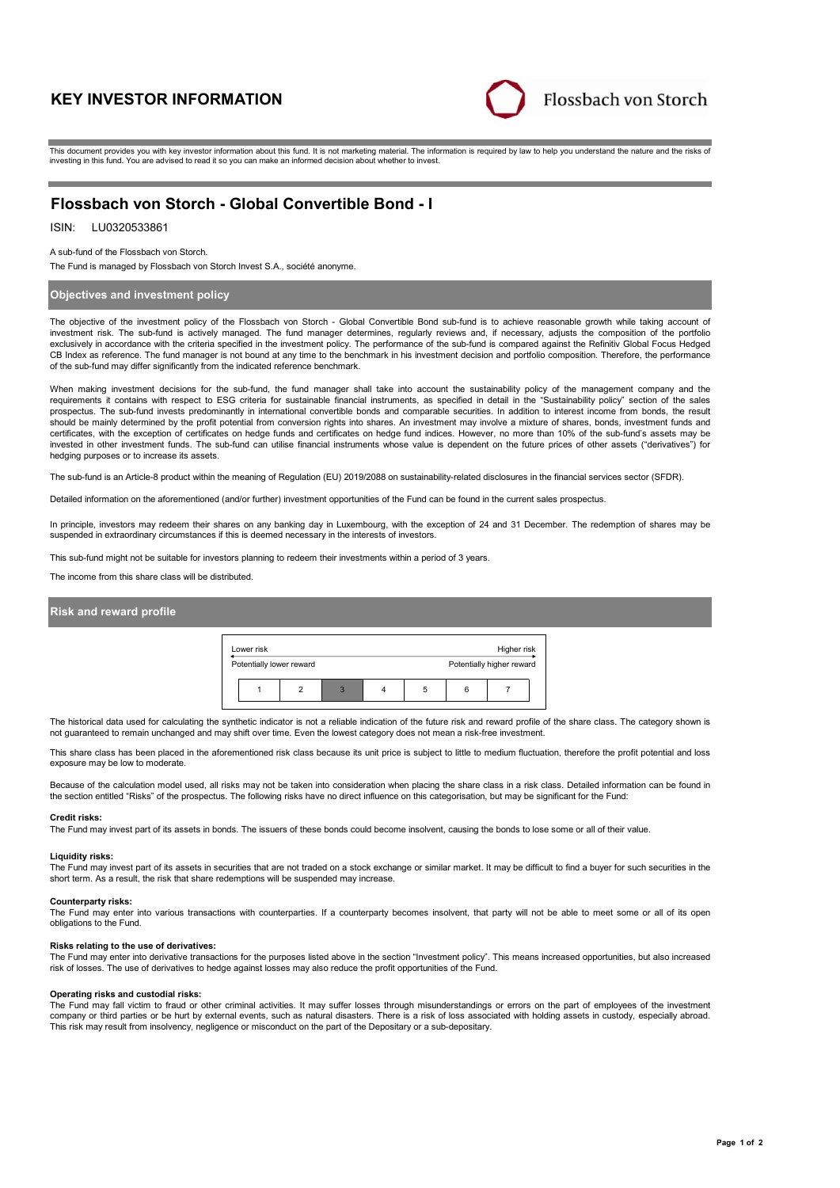# KEY INVESTOR INFORMATION

Flossbach von Storch

This document provides you with key investor information about this fund. It is not marketing material. The information is required by law to help you understand the nature and the risks of investing in this fund. You are advised to read it so you can make an informed decision about whether to invest.

## Flossbach von Storch - Global Convertible Bond - I

ISIN: LU0320533861

A sub-fund of the Flossbach von Storch.

The Fund is managed by Flossbach von Storch Invest S.A., société anonyme.

### Objectives and investment policy

The objective of the investment policy of the Flossbach von Storch - Global Convertible Bond sub-fund is to achieve reasonable growth while taking account of investment risk. The sub-fund is actively managed. The fund manager determines, regularly reviews and, if necessary, adjusts the composition of the portfolio exclusively in accordance with the criteria specified in the investment policy. The performance of the sub-fund is compared against the Refinitiv Global Focus Hedged CB Index as reference. The fund manager is not bound at any time to the benchmark in his investment decision and portfolio composition. Therefore, the performance of the sub-fund may differ significantly from the indicated reference benchmark.

When making investment decisions for the sub-fund, the fund manager shall take into account the sustainability policy of the management company and the requirements it contains with respect to ESG criteria for sustainable financial instruments, as specified in detail in the "Sustainability policy" section of the sales prospectus. The sub-fund invests predominantly in international convertible bonds and comparable securities. In addition to interest income from bonds, the result should be mainly determined by the profit potential from conversion rights into shares. An investment may involve a mixture of shares, bonds, investment funds and certificates, with the exception of certificates on hedge funds and certificates on hedge fund indices. However, no more than 10% of the sub-fund's assets may be invested in other investment funds. The sub-fund can utilise financial instruments whose value is dependent on the future prices of other assets ("derivatives") for hedging purposes or to increase its assets.

The sub-fund is an Article-8 product within the meaning of Regulation (EU) 2019/2088 on sustainability-related disclosures in the financial services sector (SFDR).

Detailed information on the aforementioned (and/or further) investment opportunities of the Fund can be found in the current sales prospectus.

In principle, investors may redeem their shares on any banking day in Luxembourg, with the exception of 24 and 31 December. The redemption of shares may be suspended in extraordinary circumstances if this is deemed necessary in the interests of investors.

This sub-fund might not be suitable for investors planning to redeem their investments within a period of 3 years.

The income from this share class will be distributed.

### Risk and reward profile

| Lower risk | | | | | | Higher risk |
|---|---|---|---|---|---|---|
| Potentially lower reward | | | | | | Potentially higher reward |
| 1 | 2 | **3** | 4 | 5 | 6 | 7 |

The historical data used for calculating the synthetic indicator is not a reliable indication of the future risk and reward profile of the share class. The category shown is not guaranteed to remain unchanged and may shift over time. Even the lowest category does not mean a risk-free investment.

This share class has been placed in the aforementioned risk class because its unit price is subject to little to medium fluctuation, therefore the profit potential and loss exposure may be low to moderate.

Because of the calculation model used, all risks may not be taken into consideration when placing the share class in a risk class. Detailed information can be found in the section entitled "Risks" of the prospectus. The following risks have no direct influence on this categorisation, but may be significant for the Fund:

**Credit risks:**
The Fund may invest part of its assets in bonds. The issuers of these bonds could become insolvent, causing the bonds to lose some or all of their value.

**Liquidity risks:**
The Fund may invest part of its assets in securities that are not traded on a stock exchange or similar market. It may be difficult to find a buyer for such securities in the short term. As a result, the risk that share redemptions will be suspended may increase.

**Counterparty risks:**
The Fund may enter into various transactions with counterparties. If a counterparty becomes insolvent, that party will not be able to meet some or all of its open obligations to the Fund.

**Risks relating to the use of derivatives:**
The Fund may enter into derivative transactions for the purposes listed above in the section "Investment policy". This means increased opportunities, but also increased risk of losses. The use of derivatives to hedge against losses may also reduce the profit opportunities of the Fund.

**Operating risks and custodial risks:**
The Fund may fall victim to fraud or other criminal activities. It may suffer losses through misunderstandings or errors on the part of employees of the investment company or third parties or be hurt by external events, such as natural disasters. There is a risk of loss associated with holding assets in custody, especially abroad. This risk may result from insolvency, negligence or misconduct on the part of the Depositary or a sub-depositary.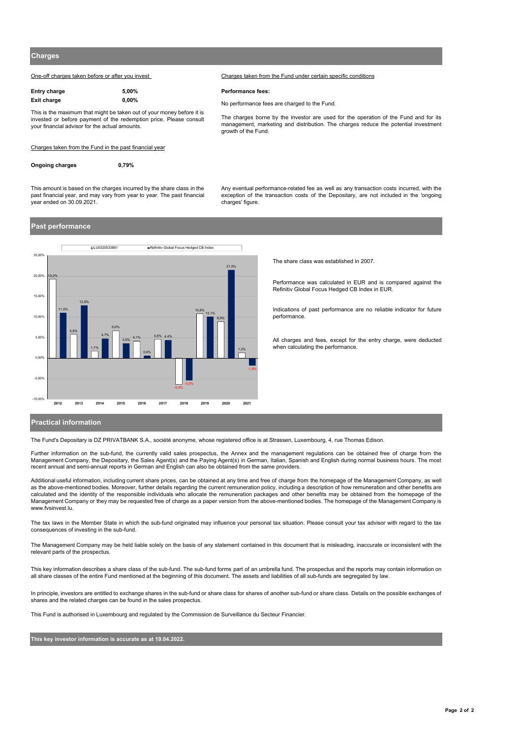## Charges

One-off charges taken before or after you invest

| | |
|---|---|
| **Entry charge** | **5,00%** |
| **Exit charge** | **0,00%** |

This is the maximum that might be taken out of your money before it is invested or before payment of the redemption price. Please consult your financial advisor for the actual amounts.

Charges taken from the Fund in the past financial year

| | |
|---|---|
| **Ongoing charges** | **0,79%** |

This amount is based on the charges incurred by the share class in the past financial year, and may vary from year to year. The past financial year ended on 30.09.2021.

Charges taken from the Fund under certain specific conditions

**Performance fees:**

No performance fees are charged to the Fund.

The charges borne by the investor are used for the operation of the Fund and for its management, marketing and distribution. The charges reduce the potential investment growth of the Fund.

Any eventual performance-related fee as well as any transaction costs incurred, with the exception of the transaction costs of the Depositary, are not included in the 'ongoing charges' figure.

## Past performance

LU0320533861
Refinitiv Global Focus Hedged CB Index

25,00%
20,00%
15,00%
10,00%
5,00%
0,00%
-5,00%
-10,00%

2012 2013 2014 2015 2016 2017 2018 2019 2020 2021

19,2% 11,0% 5,8% 12,8% 1,7% 4,7% 6,6% 3,6% 4,1% 0,6% 4,6% 4,4% -6,4% -5,5% 10,8% 10,1% 8,9% 21,5% 1,3% -1,8%

The share class was established in 2007.

Performance was calculated in EUR and is compared against the Refinitiv Global Focus Hedged CB Index in EUR.

Indications of past performance are no reliable indicator for future performance.

All charges and fees, except for the entry charge, were deducted when calculating the performance.

## Practical information

The Fund's Depositary is DZ PRIVATBANK S.A., société anonyme, whose registered office is at Strassen, Luxembourg, 4, rue Thomas Edison.

Further information on the sub-fund, the currently valid sales prospectus, the Annex and the management regulations can be obtained free of charge from the Management Company, the Depositary, the Sales Agent(s) and the Paying Agent(s) in German, Italian, Spanish and English during normal business hours. The most recent annual and semi-annual reports in German and English can also be obtained from the same providers.

Additional useful information, including current share prices, can be obtained at any time and free of charge from the homepage of the Management Company, as well as the above-mentioned bodies. Moreover, further details regarding the current remuneration policy, including a description of how remuneration and other benefits are calculated and the identity of the responsible individuals who allocate the remuneration packages and other benefits may be obtained from the homepage of the Management Company or they may be requested free of charge as a paper version from the above-mentioned bodies. The homepage of the Management Company is www.fvsinvest.lu.

The tax laws in the Member State in which the sub-fund originated may influence your personal tax situation. Please consult your tax advisor with regard to the tax consequences of investing in the sub-fund.

The Management Company may be held liable solely on the basis of any statement contained in this document that is misleading, inaccurate or inconsistent with the relevant parts of the prospectus.

This key information describes a share class of the sub-fund. The sub-fund forms part of an umbrella fund. The prospectus and the reports may contain information on all share classes of the entire Fund mentioned at the beginning of this document. The assets and liabilities of all sub-funds are segregated by law.

In principle, investors are entitled to exchange shares in the sub-fund or share class for shares of another sub-fund or share class. Details on the possible exchanges of shares and the related charges can be found in the sales prospectus.

This Fund is authorised in Luxembourg and regulated by the Commission de Surveillance du Secteur Financier.

**This key investor information is accurate as at 19.04.2022.**